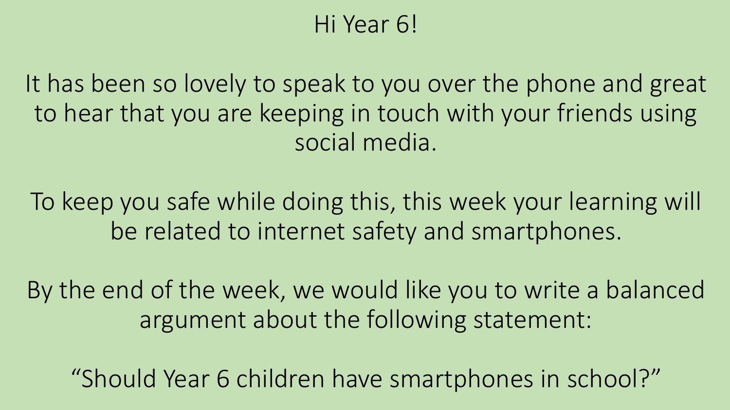Hi Year 6!

It has been so lovely to speak to you over the phone and great to hear that you are keeping in touch with your friends using social media.

To keep you safe while doing this, this week your learning will be related to internet safety and smartphones.

By the end of the week, we would like you to write a balanced argument about the following statement:

"Should Year 6 children have smartphones in school?"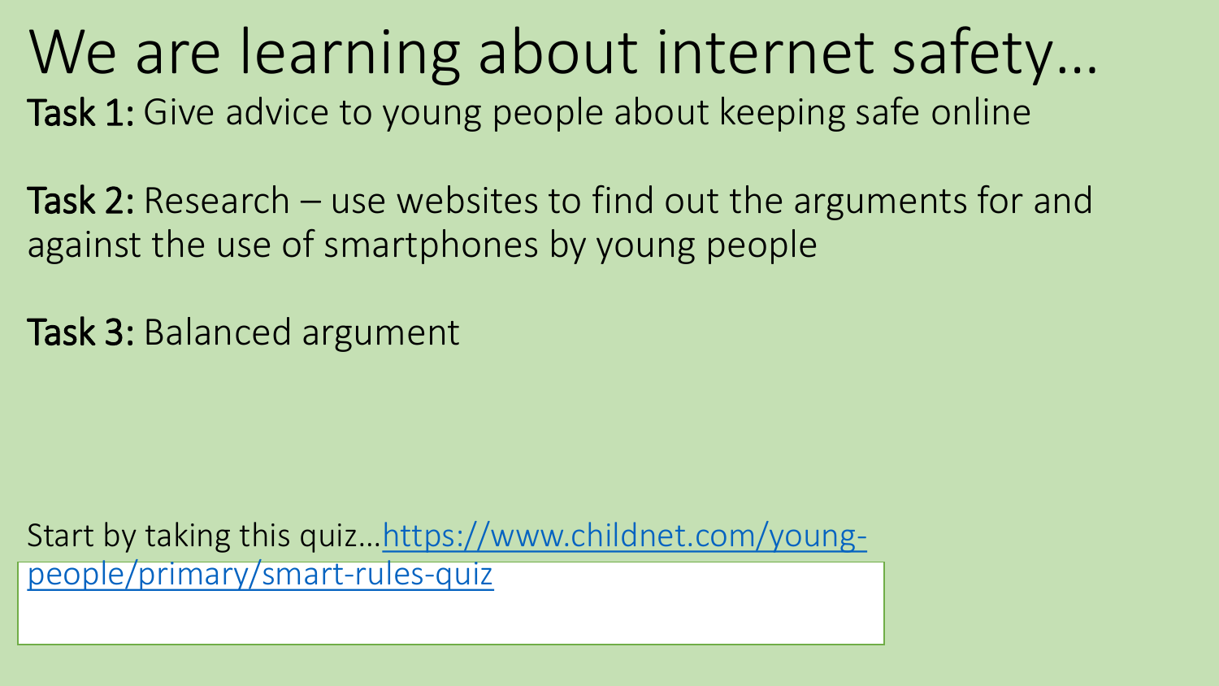# We are learning about internet safety…

**Task 1:** Give advice to young people about keeping safe online

**Task 2:** Research – use websites to find out the arguments for and against the use of smartphones by young people

**Task 3:** Balanced argument

Start by taking this quiz…https://www.childnet.com/young-people/primary/smart-rules-quiz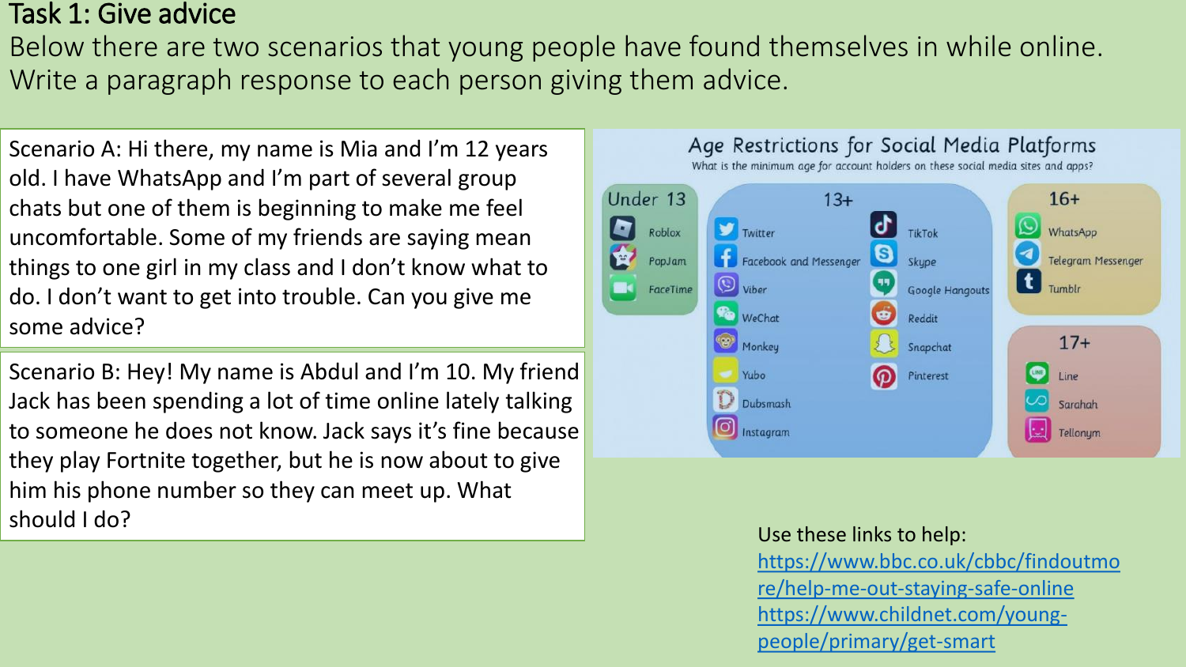# Task 1: Give advice

Below there are two scenarios that young people have found themselves in while online. Write a paragraph response to each person giving them advice.

Scenario A: Hi there, my name is Mia and I'm 12 years old. I have WhatsApp and I'm part of several group chats but one of them is beginning to make me feel uncomfortable. Some of my friends are saying mean things to one girl in my class and I don't know what to do. I don't want to get into trouble. Can you give me some advice?

Scenario B: Hey! My name is Abdul and I'm 10. My friend Jack has been spending a lot of time online lately talking to someone he does not know. Jack says it's fine because they play Fortnite together, but he is now about to give him his phone number so they can meet up. What should I do?

## Age Restrictions for Social Media Platforms

What is the minimum age for account holders on these social media sites and apps?

**Under 13**
- Roblox
- PopJam
- FaceTime

**13+**
- Twitter
- Facebook and Messenger
- Viber
- WeChat
- Monkey
- Yubo
- Dubsmash
- Instagram
- TikTok
- Skype
- Google Hangouts
- Reddit
- Snapchat
- Pinterest

**16+**
- WhatsApp
- Telegram Messenger
- Tumblr

**17+**
- Line
- Sarahah
- Tellonym

Use these links to help:
https://www.bbc.co.uk/cbbc/findoutmore/help-me-out-staying-safe-online
https://www.childnet.com/young-people/primary/get-smart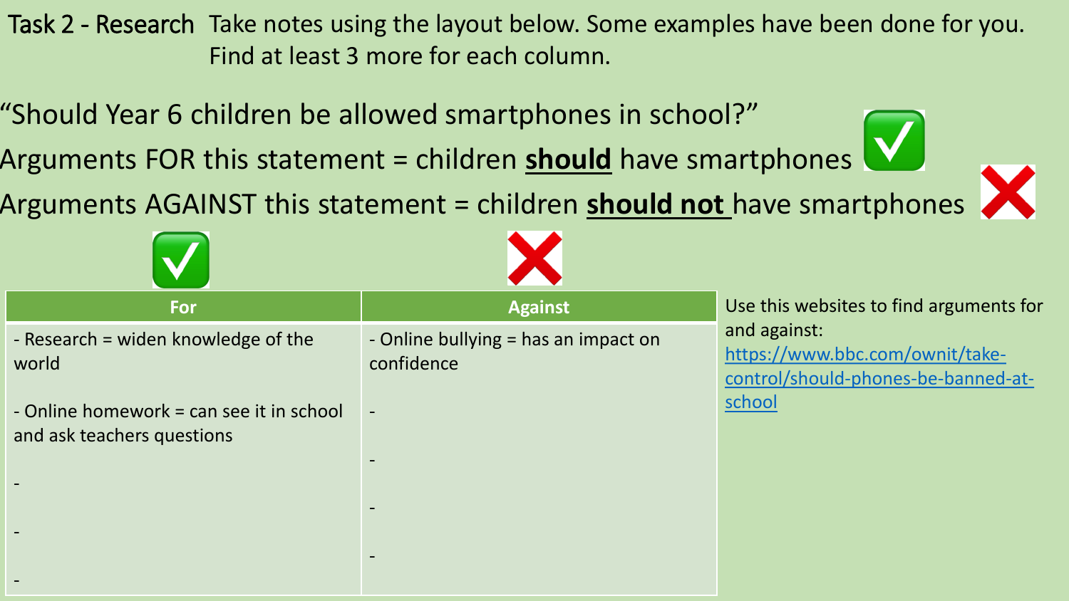Task 2 - Research Take notes using the layout below. Some examples have been done for you. Find at least 3 more for each column.

"Should Year 6 children be allowed smartphones in school?"

Arguments FOR this statement = children **should** have smartphones ✅

Arguments AGAINST this statement = children **should not** have smartphones ❌

| For | Against |
| --- | --- |
| - Research = widen knowledge of the world | - Online bullying = has an impact on confidence |
| - Online homework = can see it in school and ask teachers questions | - |
| - | - |
| - | - |
| - | - |

Use this websites to find arguments for and against:
https://www.bbc.com/ownit/take-control/should-phones-be-banned-at-school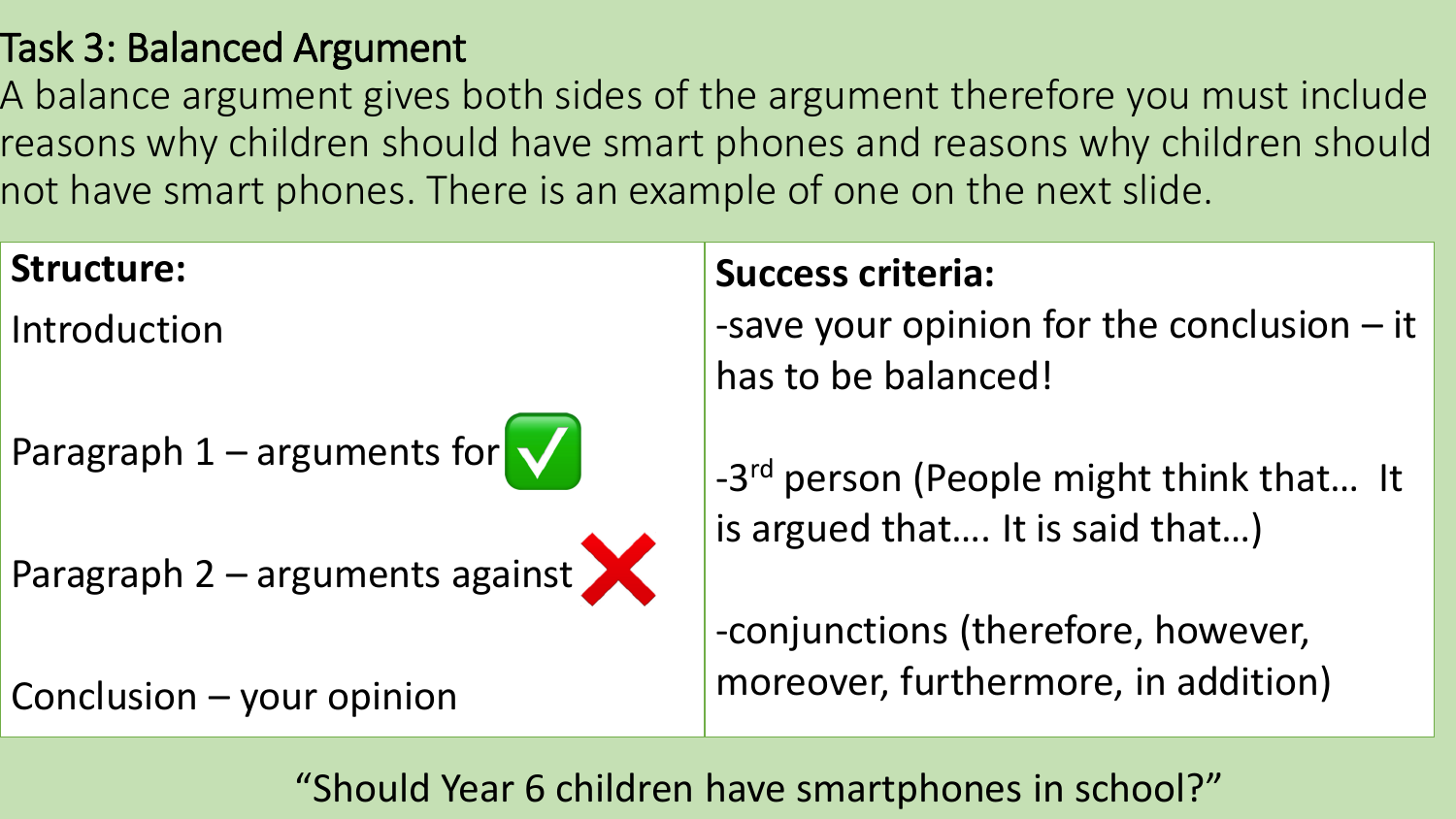# Task 3: Balanced Argument

A balance argument gives both sides of the argument therefore you must include reasons why children should have smart phones and reasons why children should not have smart phones. There is an example of one on the next slide.

| **Structure:** | **Success criteria:** |
|---|---|
| Introduction<br><br>Paragraph 1 – arguments for ✅<br><br>Paragraph 2 – arguments against ❌<br><br>Conclusion – your opinion | -save your opinion for the conclusion – it has to be balanced!<br><br>-3rd person (People might think that… It is argued that…. It is said that…)<br><br>-conjunctions (therefore, however, moreover, furthermore, in addition) |

"Should Year 6 children have smartphones in school?"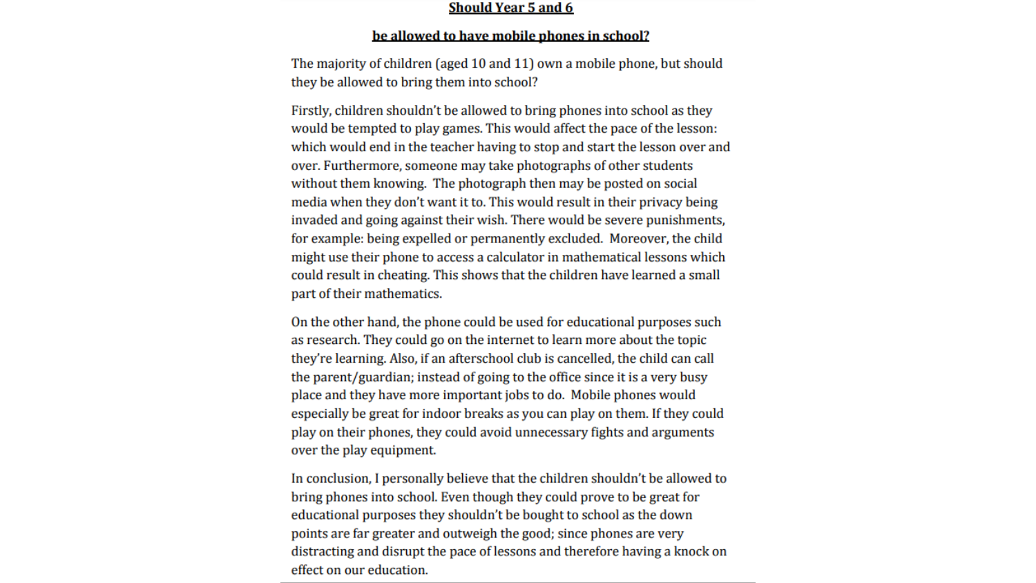# Should Year 5 and 6

## be allowed to have mobile phones in school?

The majority of children (aged 10 and 11) own a mobile phone, but should they be allowed to bring them into school?

Firstly, children shouldn't be allowed to bring phones into school as they would be tempted to play games. This would affect the pace of the lesson: which would end in the teacher having to stop and start the lesson over and over. Furthermore, someone may take photographs of other students without them knowing. The photograph then may be posted on social media when they don't want it to. This would result in their privacy being invaded and going against their wish. There would be severe punishments, for example: being expelled or permanently excluded. Moreover, the child might use their phone to access a calculator in mathematical lessons which could result in cheating. This shows that the children have learned a small part of their mathematics.

On the other hand, the phone could be used for educational purposes such as research. They could go on the internet to learn more about the topic they're learning. Also, if an afterschool club is cancelled, the child can call the parent/guardian; instead of going to the office since it is a very busy place and they have more important jobs to do. Mobile phones would especially be great for indoor breaks as you can play on them. If they could play on their phones, they could avoid unnecessary fights and arguments over the play equipment.

In conclusion, I personally believe that the children shouldn't be allowed to bring phones into school. Even though they could prove to be great for educational purposes they shouldn't be bought to school as the down points are far greater and outweigh the good; since phones are very distracting and disrupt the pace of lessons and therefore having a knock on effect on our education.